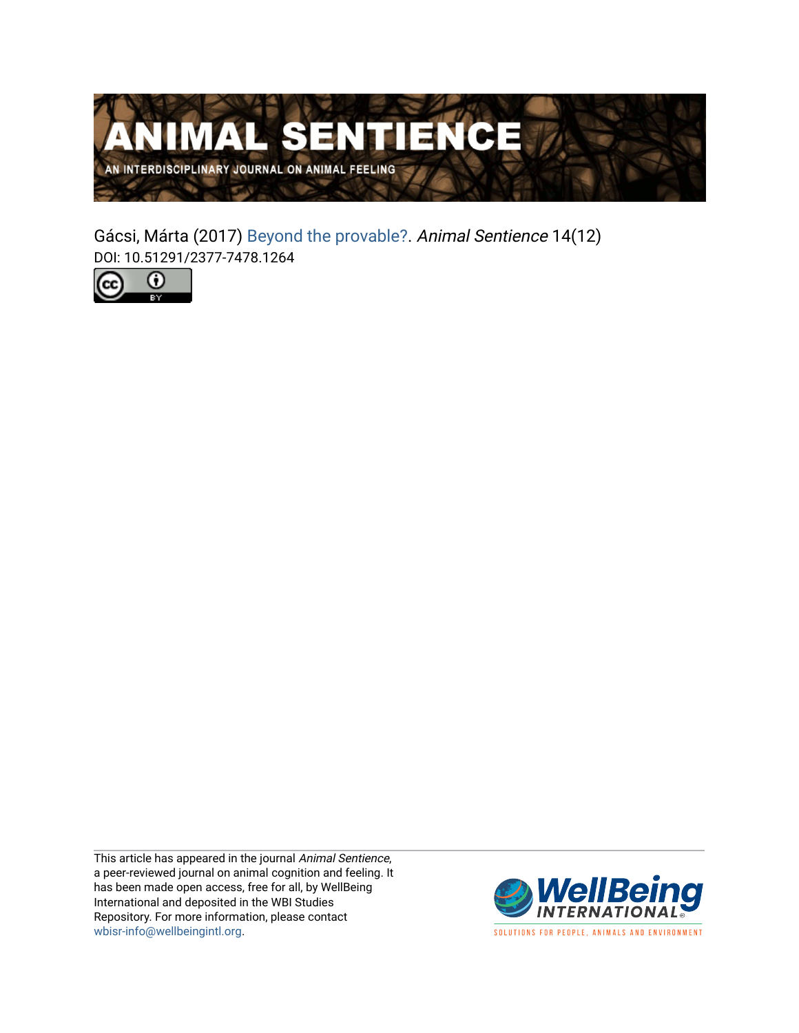# ANIMAL SENTIENCE

AN INTERDISCIPLINARY JOURNAL ON ANIMAL FEELING

Gácsi, Márta (2017) Beyond the provable?. *Animal Sentience* 14(12)
DOI: 10.51291/2377-7478.1264

This article has appeared in the journal *Animal Sentience*, a peer-reviewed journal on animal cognition and feeling. It has been made open access, free for all, by WellBeing International and deposited in the WBI Studies Repository. For more information, please contact wbisr-info@wellbeingintl.org.

WellBeing INTERNATIONAL

SOLUTIONS FOR PEOPLE, ANIMALS AND ENVIRONMENT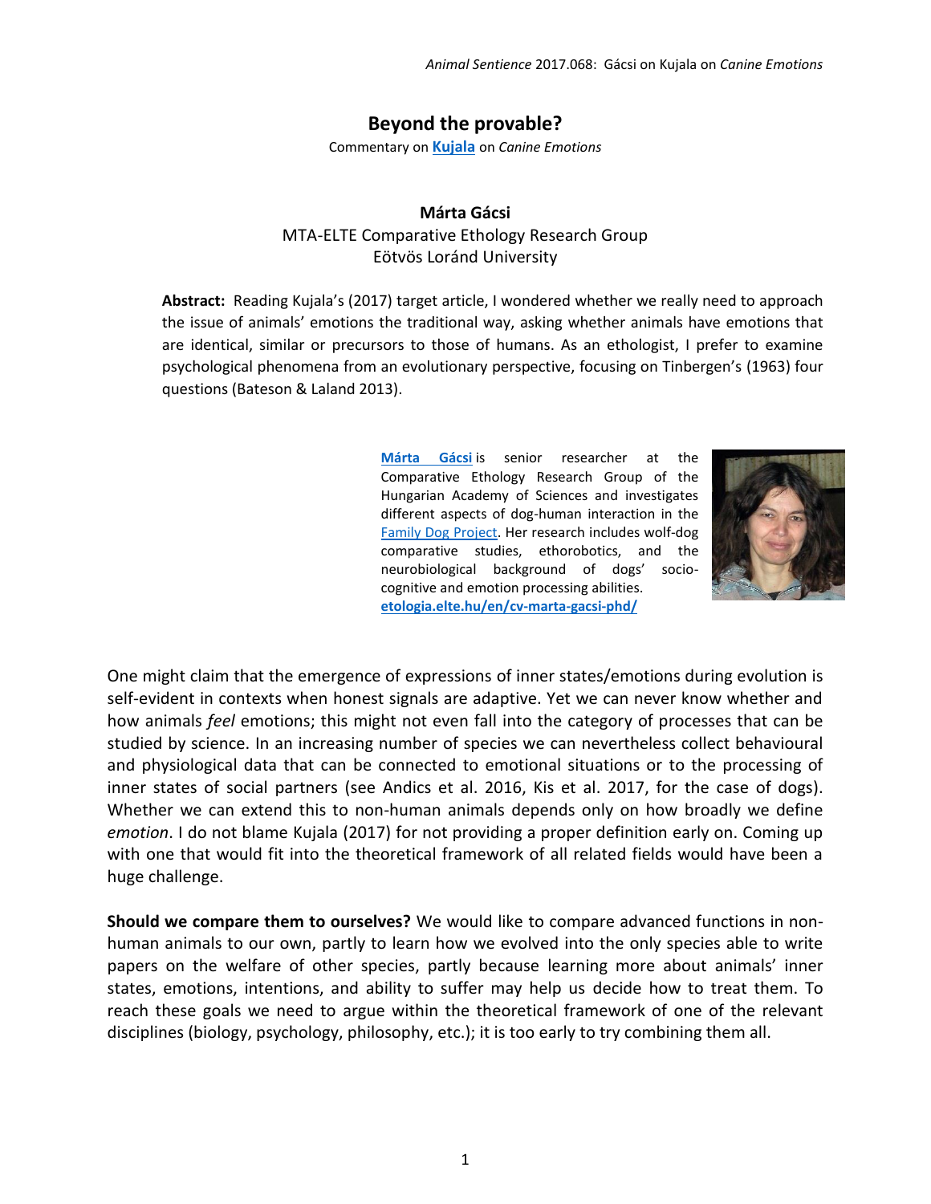# Beyond the provable?

Commentary on **Kujala** on *Canine Emotions*

**Márta Gácsi**
MTA-ELTE Comparative Ethology Research Group
Eötvös Loránd University

**Abstract:** Reading Kujala's (2017) target article, I wondered whether we really need to approach the issue of animals' emotions the traditional way, asking whether animals have emotions that are identical, similar or precursors to those of humans. As an ethologist, I prefer to examine psychological phenomena from an evolutionary perspective, focusing on Tinbergen's (1963) four questions (Bateson & Laland 2013).

**Márta Gácsi** is senior researcher at the Comparative Ethology Research Group of the Hungarian Academy of Sciences and investigates different aspects of dog-human interaction in the Family Dog Project. Her research includes wolf-dog comparative studies, ethorobotics, and the neurobiological background of dogs' socio-cognitive and emotion processing abilities. **etologia.elte.hu/en/cv-marta-gacsi-phd/**

One might claim that the emergence of expressions of inner states/emotions during evolution is self-evident in contexts when honest signals are adaptive. Yet we can never know whether and how animals *feel* emotions; this might not even fall into the category of processes that can be studied by science. In an increasing number of species we can nevertheless collect behavioural and physiological data that can be connected to emotional situations or to the processing of inner states of social partners (see Andics et al. 2016, Kis et al. 2017, for the case of dogs). Whether we can extend this to non-human animals depends only on how broadly we define *emotion*. I do not blame Kujala (2017) for not providing a proper definition early on. Coming up with one that would fit into the theoretical framework of all related fields would have been a huge challenge.

**Should we compare them to ourselves?** We would like to compare advanced functions in non-human animals to our own, partly to learn how we evolved into the only species able to write papers on the welfare of other species, partly because learning more about animals' inner states, emotions, intentions, and ability to suffer may help us decide how to treat them. To reach these goals we need to argue within the theoretical framework of one of the relevant disciplines (biology, psychology, philosophy, etc.); it is too early to try combining them all.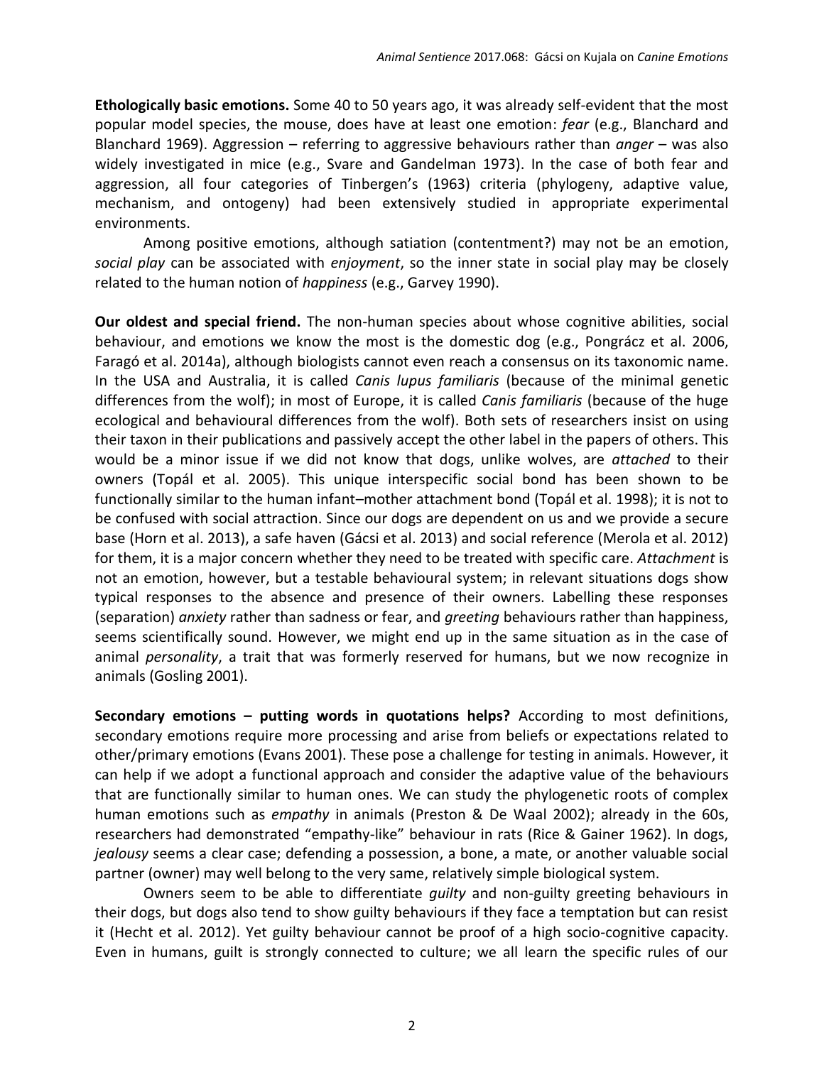**Ethologically basic emotions.** Some 40 to 50 years ago, it was already self-evident that the most popular model species, the mouse, does have at least one emotion: *fear* (e.g., Blanchard and Blanchard 1969). Aggression – referring to aggressive behaviours rather than *anger* – was also widely investigated in mice (e.g., Svare and Gandelman 1973). In the case of both fear and aggression, all four categories of Tinbergen's (1963) criteria (phylogeny, adaptive value, mechanism, and ontogeny) had been extensively studied in appropriate experimental environments.

Among positive emotions, although satiation (contentment?) may not be an emotion, *social play* can be associated with *enjoyment*, so the inner state in social play may be closely related to the human notion of *happiness* (e.g., Garvey 1990).

**Our oldest and special friend.** The non-human species about whose cognitive abilities, social behaviour, and emotions we know the most is the domestic dog (e.g., Pongrácz et al. 2006, Faragó et al. 2014a), although biologists cannot even reach a consensus on its taxonomic name. In the USA and Australia, it is called *Canis lupus familiaris* (because of the minimal genetic differences from the wolf); in most of Europe, it is called *Canis familiaris* (because of the huge ecological and behavioural differences from the wolf). Both sets of researchers insist on using their taxon in their publications and passively accept the other label in the papers of others. This would be a minor issue if we did not know that dogs, unlike wolves, are *attached* to their owners (Topál et al. 2005). This unique interspecific social bond has been shown to be functionally similar to the human infant–mother attachment bond (Topál et al. 1998); it is not to be confused with social attraction. Since our dogs are dependent on us and we provide a secure base (Horn et al. 2013), a safe haven (Gácsi et al. 2013) and social reference (Merola et al. 2012) for them, it is a major concern whether they need to be treated with specific care. *Attachment* is not an emotion, however, but a testable behavioural system; in relevant situations dogs show typical responses to the absence and presence of their owners. Labelling these responses (separation) *anxiety* rather than sadness or fear, and *greeting* behaviours rather than happiness, seems scientifically sound. However, we might end up in the same situation as in the case of animal *personality*, a trait that was formerly reserved for humans, but we now recognize in animals (Gosling 2001).

**Secondary emotions – putting words in quotations helps?** According to most definitions, secondary emotions require more processing and arise from beliefs or expectations related to other/primary emotions (Evans 2001). These pose a challenge for testing in animals. However, it can help if we adopt a functional approach and consider the adaptive value of the behaviours that are functionally similar to human ones. We can study the phylogenetic roots of complex human emotions such as *empathy* in animals (Preston & De Waal 2002); already in the 60s, researchers had demonstrated "empathy-like" behaviour in rats (Rice & Gainer 1962). In dogs, *jealousy* seems a clear case; defending a possession, a bone, a mate, or another valuable social partner (owner) may well belong to the very same, relatively simple biological system.

Owners seem to be able to differentiate *guilty* and non-guilty greeting behaviours in their dogs, but dogs also tend to show guilty behaviours if they face a temptation but can resist it (Hecht et al. 2012). Yet guilty behaviour cannot be proof of a high socio-cognitive capacity. Even in humans, guilt is strongly connected to culture; we all learn the specific rules of our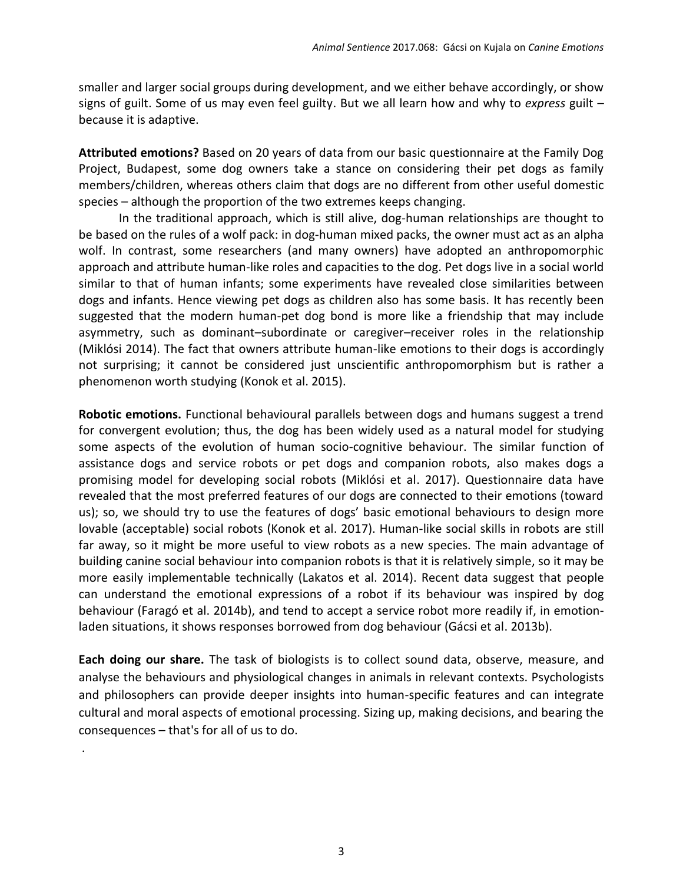smaller and larger social groups during development, and we either behave accordingly, or show signs of guilt. Some of us may even feel guilty. But we all learn how and why to *express* guilt – because it is adaptive.

**Attributed emotions?** Based on 20 years of data from our basic questionnaire at the Family Dog Project, Budapest, some dog owners take a stance on considering their pet dogs as family members/children, whereas others claim that dogs are no different from other useful domestic species – although the proportion of the two extremes keeps changing.

In the traditional approach, which is still alive, dog-human relationships are thought to be based on the rules of a wolf pack: in dog-human mixed packs, the owner must act as an alpha wolf. In contrast, some researchers (and many owners) have adopted an anthropomorphic approach and attribute human-like roles and capacities to the dog. Pet dogs live in a social world similar to that of human infants; some experiments have revealed close similarities between dogs and infants. Hence viewing pet dogs as children also has some basis. It has recently been suggested that the modern human-pet dog bond is more like a friendship that may include asymmetry, such as dominant–subordinate or caregiver–receiver roles in the relationship (Miklósi 2014). The fact that owners attribute human-like emotions to their dogs is accordingly not surprising; it cannot be considered just unscientific anthropomorphism but is rather a phenomenon worth studying (Konok et al. 2015).

**Robotic emotions.** Functional behavioural parallels between dogs and humans suggest a trend for convergent evolution; thus, the dog has been widely used as a natural model for studying some aspects of the evolution of human socio-cognitive behaviour. The similar function of assistance dogs and service robots or pet dogs and companion robots, also makes dogs a promising model for developing social robots (Miklósi et al. 2017). Questionnaire data have revealed that the most preferred features of our dogs are connected to their emotions (toward us); so, we should try to use the features of dogs' basic emotional behaviours to design more lovable (acceptable) social robots (Konok et al. 2017). Human-like social skills in robots are still far away, so it might be more useful to view robots as a new species. The main advantage of building canine social behaviour into companion robots is that it is relatively simple, so it may be more easily implementable technically (Lakatos et al. 2014). Recent data suggest that people can understand the emotional expressions of a robot if its behaviour was inspired by dog behaviour (Faragó et al. 2014b), and tend to accept a service robot more readily if, in emotion-laden situations, it shows responses borrowed from dog behaviour (Gácsi et al. 2013b).

**Each doing our share.** The task of biologists is to collect sound data, observe, measure, and analyse the behaviours and physiological changes in animals in relevant contexts. Psychologists and philosophers can provide deeper insights into human-specific features and can integrate cultural and moral aspects of emotional processing. Sizing up, making decisions, and bearing the consequences – that's for all of us to do.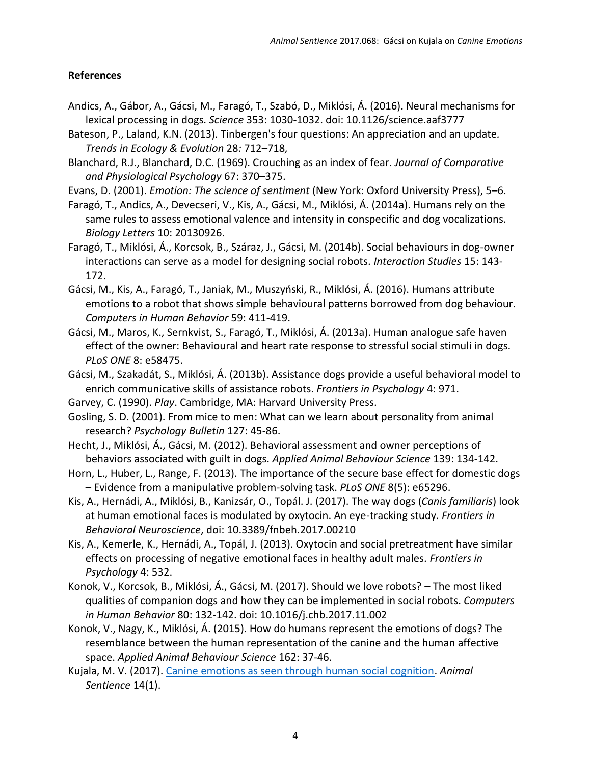## References

Andics, A., Gábor, A., Gácsi, M., Faragó, T., Szabó, D., Miklósi, Á. (2016). Neural mechanisms for lexical processing in dogs. *Science* 353: 1030-1032. doi: 10.1126/science.aaf3777

Bateson, P., Laland, K.N. (2013). Tinbergen's four questions: An appreciation and an update. *Trends in Ecology & Evolution* 28*:* 712–718*,*

Blanchard, R.J., Blanchard, D.C. (1969). Crouching as an index of fear. *Journal of Comparative and Physiological Psychology* 67: 370–375.

Evans, D. (2001). *Emotion: The science of sentiment* (New York: Oxford University Press), 5–6.

Faragó, T., Andics, A., Devecseri, V., Kis, A., Gácsi, M., Miklósi, Á. (2014a). Humans rely on the same rules to assess emotional valence and intensity in conspecific and dog vocalizations. *Biology Letters* 10: 20130926.

Faragó, T., Miklósi, Á., Korcsok, B., Száraz, J., Gácsi, M. (2014b). Social behaviours in dog-owner interactions can serve as a model for designing social robots. *Interaction Studies* 15: 143-172.

Gácsi, M., Kis, A., Faragó, T., Janiak, M., Muszyński, R., Miklósi, Á. (2016). Humans attribute emotions to a robot that shows simple behavioural patterns borrowed from dog behaviour. *Computers in Human Behavior* 59: 411-419.

Gácsi, M., Maros, K., Sernkvist, S., Faragó, T., Miklósi, Á. (2013a). Human analogue safe haven effect of the owner: Behavioural and heart rate response to stressful social stimuli in dogs. *PLoS ONE* 8: e58475.

Gácsi, M., Szakadát, S., Miklósi, Á. (2013b). Assistance dogs provide a useful behavioral model to enrich communicative skills of assistance robots. *Frontiers in Psychology* 4: 971.

Garvey, C. (1990). *Play*. Cambridge, MA: Harvard University Press.

Gosling, S. D. (2001). From mice to men: What can we learn about personality from animal research? *Psychology Bulletin* 127: 45-86.

Hecht, J., Miklósi, Á., Gácsi, M. (2012). Behavioral assessment and owner perceptions of behaviors associated with guilt in dogs. *Applied Animal Behaviour Science* 139: 134-142.

Horn, L., Huber, L., Range, F. (2013). The importance of the secure base effect for domestic dogs – Evidence from a manipulative problem-solving task. *PLoS ONE* 8(5): e65296.

Kis, A., Hernádi, A., Miklósi, B., Kanizsár, O., Topál. J. (2017). The way dogs (*Canis familiaris*) look at human emotional faces is modulated by oxytocin. An eye-tracking study. *Frontiers in Behavioral Neuroscience*, doi: 10.3389/fnbeh.2017.00210

Kis, A., Kemerle, K., Hernádi, A., Topál, J. (2013). Oxytocin and social pretreatment have similar effects on processing of negative emotional faces in healthy adult males. *Frontiers in Psychology* 4: 532.

Konok, V., Korcsok, B., Miklósi, Á., Gácsi, M. (2017). Should we love robots? – The most liked qualities of companion dogs and how they can be implemented in social robots. *Computers in Human Behavior* 80: 132-142. doi: 10.1016/j.chb.2017.11.002

Konok, V., Nagy, K., Miklósi, Á. (2015). How do humans represent the emotions of dogs? The resemblance between the human representation of the canine and the human affective space. *Applied Animal Behaviour Science* 162: 37-46.

Kujala, M. V. (2017). [Canine emotions as seen through human social cognition](). *Animal Sentience* 14(1).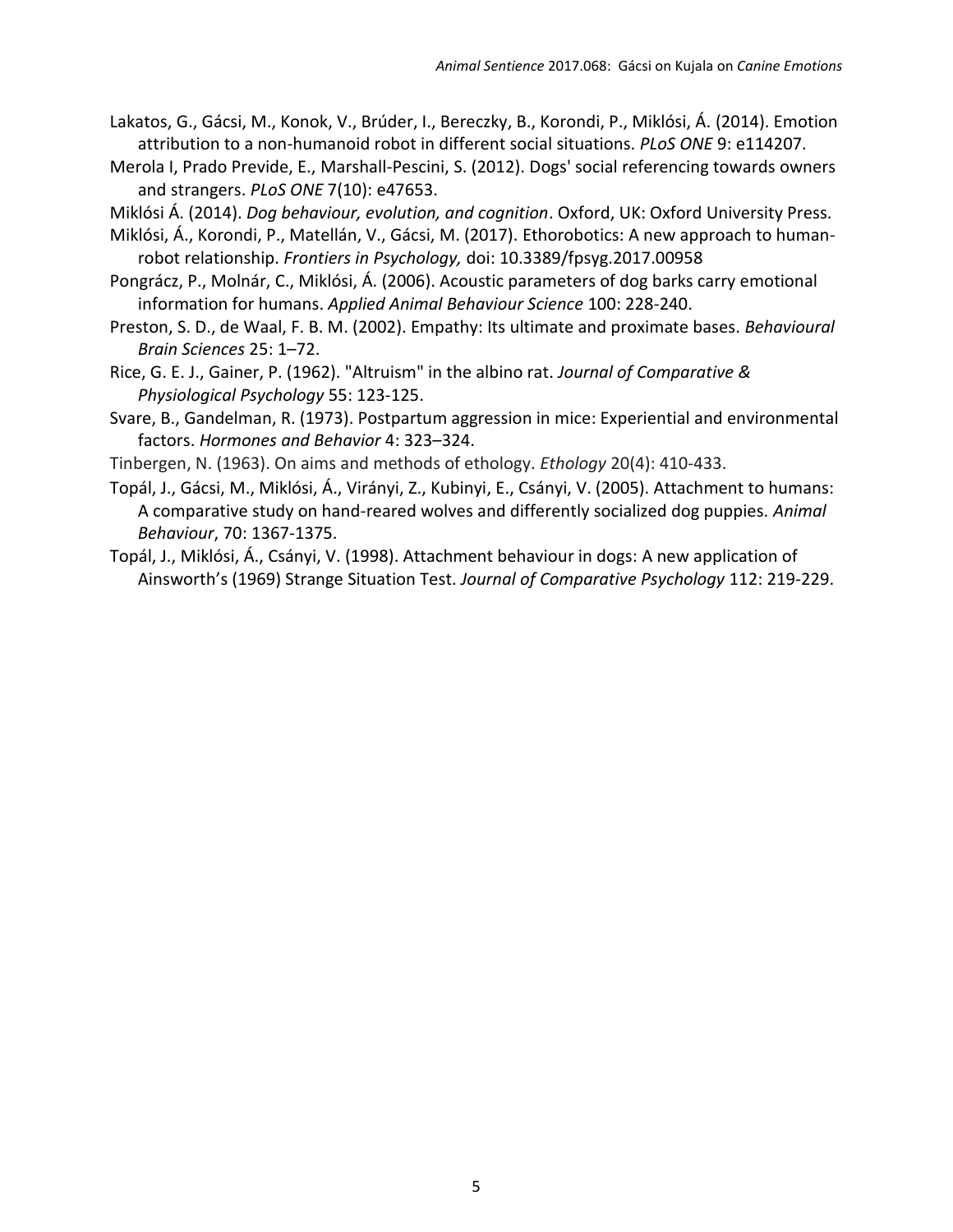Lakatos, G., Gácsi, M., Konok, V., Brúder, I., Bereczky, B., Korondi, P., Miklósi, Á. (2014). Emotion attribution to a non-humanoid robot in different social situations. *PLoS ONE* 9: e114207.

Merola I, Prado Previde, E., Marshall-Pescini, S. (2012). Dogs' social referencing towards owners and strangers. *PLoS ONE* 7(10): e47653.

Miklósi Á. (2014). *Dog behaviour, evolution, and cognition*. Oxford, UK: Oxford University Press.

Miklósi, Á., Korondi, P., Matellán, V., Gácsi, M. (2017). Ethorobotics: A new approach to human-robot relationship. *Frontiers in Psychology,* doi: 10.3389/fpsyg.2017.00958

Pongrácz, P., Molnár, C., Miklósi, Á. (2006). Acoustic parameters of dog barks carry emotional information for humans. *Applied Animal Behaviour Science* 100: 228-240.

Preston, S. D., de Waal, F. B. M. (2002). Empathy: Its ultimate and proximate bases. *Behavioural Brain Sciences* 25: 1–72.

Rice, G. E. J., Gainer, P. (1962). "Altruism" in the albino rat. *Journal of Comparative & Physiological Psychology* 55: 123-125.

Svare, B., Gandelman, R. (1973). Postpartum aggression in mice: Experiential and environmental factors. *Hormones and Behavior* 4: 323–324.

Tinbergen, N. (1963). On aims and methods of ethology. *Ethology* 20(4): 410-433.

Topál, J., Gácsi, M., Miklósi, Á., Virányi, Z., Kubinyi, E., Csányi, V. (2005). Attachment to humans: A comparative study on hand-reared wolves and differently socialized dog puppies. *Animal Behaviour*, 70: 1367-1375.

Topál, J., Miklósi, Á., Csányi, V. (1998). Attachment behaviour in dogs: A new application of Ainsworth's (1969) Strange Situation Test. *Journal of Comparative Psychology* 112: 219-229.